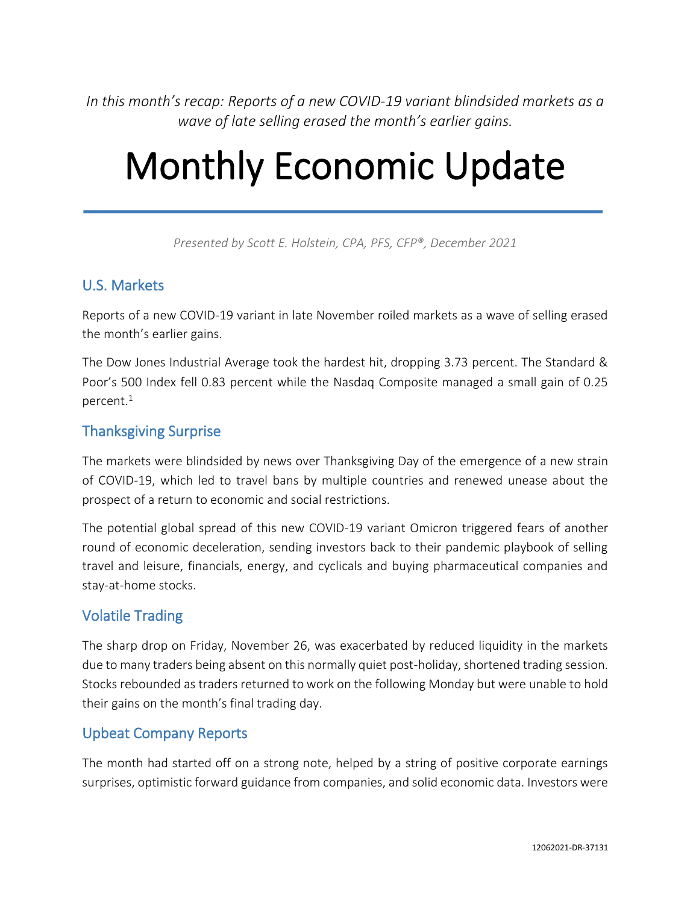*In this month's recap: Reports of a new COVID-19 variant blindsided markets as a wave of late selling erased the month's earlier gains.*

# Monthly Economic Update

*Presented by Scott E. Holstein, CPA, PFS, CFP®, December 2021*

## U.S. Markets

Reports of a new COVID-19 variant in late November roiled markets as a wave of selling erased the month's earlier gains.

The Dow Jones Industrial Average took the hardest hit, dropping 3.73 percent. The Standard & Poor's 500 Index fell 0.83 percent while the Nasdaq Composite managed a small gain of 0.25 percent.[1]

## Thanksgiving Surprise

The markets were blindsided by news over Thanksgiving Day of the emergence of a new strain of COVID-19, which led to travel bans by multiple countries and renewed unease about the prospect of a return to economic and social restrictions.

The potential global spread of this new COVID-19 variant Omicron triggered fears of another round of economic deceleration, sending investors back to their pandemic playbook of selling travel and leisure, financials, energy, and cyclicals and buying pharmaceutical companies and stay-at-home stocks.

## Volatile Trading

The sharp drop on Friday, November 26, was exacerbated by reduced liquidity in the markets due to many traders being absent on this normally quiet post-holiday, shortened trading session. Stocks rebounded as traders returned to work on the following Monday but were unable to hold their gains on the month's final trading day.

## Upbeat Company Reports

The month had started off on a strong note, helped by a string of positive corporate earnings surprises, optimistic forward guidance from companies, and solid economic data. Investors were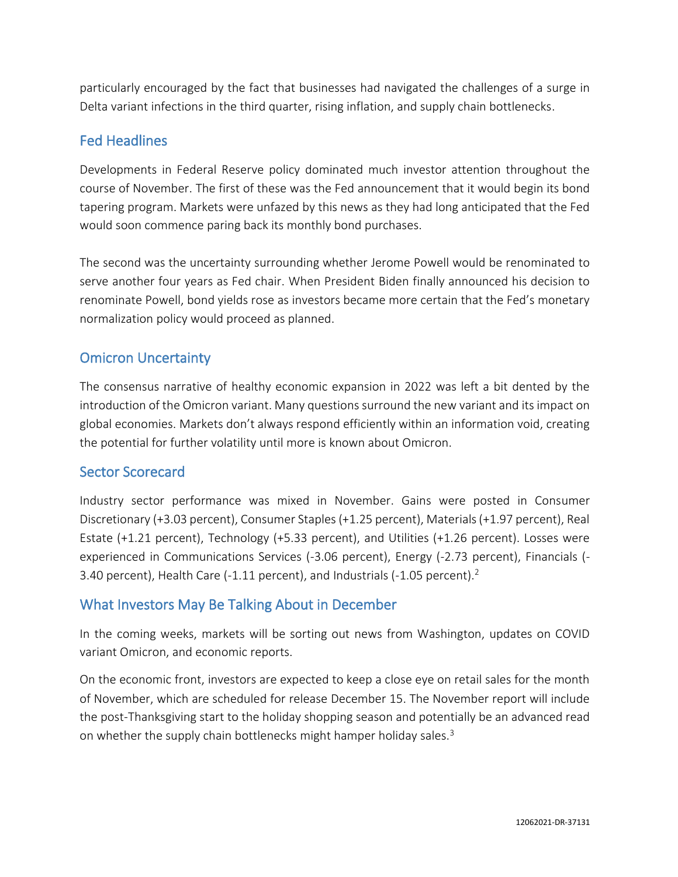particularly encouraged by the fact that businesses had navigated the challenges of a surge in Delta variant infections in the third quarter, rising inflation, and supply chain bottlenecks.

## Fed Headlines

Developments in Federal Reserve policy dominated much investor attention throughout the course of November. The first of these was the Fed announcement that it would begin its bond tapering program. Markets were unfazed by this news as they had long anticipated that the Fed would soon commence paring back its monthly bond purchases.

The second was the uncertainty surrounding whether Jerome Powell would be renominated to serve another four years as Fed chair. When President Biden finally announced his decision to renominate Powell, bond yields rose as investors became more certain that the Fed's monetary normalization policy would proceed as planned.

## Omicron Uncertainty

The consensus narrative of healthy economic expansion in 2022 was left a bit dented by the introduction of the Omicron variant. Many questions surround the new variant and its impact on global economies. Markets don't always respond efficiently within an information void, creating the potential for further volatility until more is known about Omicron.

## Sector Scorecard

Industry sector performance was mixed in November. Gains were posted in Consumer Discretionary (+3.03 percent), Consumer Staples (+1.25 percent), Materials (+1.97 percent), Real Estate (+1.21 percent), Technology (+5.33 percent), and Utilities (+1.26 percent). Losses were experienced in Communications Services (-3.06 percent), Energy (-2.73 percent), Financials (-3.40 percent), Health Care (-1.11 percent), and Industrials (-1.05 percent).[2]

## What Investors May Be Talking About in December

In the coming weeks, markets will be sorting out news from Washington, updates on COVID variant Omicron, and economic reports.

On the economic front, investors are expected to keep a close eye on retail sales for the month of November, which are scheduled for release December 15. The November report will include the post-Thanksgiving start to the holiday shopping season and potentially be an advanced read on whether the supply chain bottlenecks might hamper holiday sales.[3]

12062021-DR-37131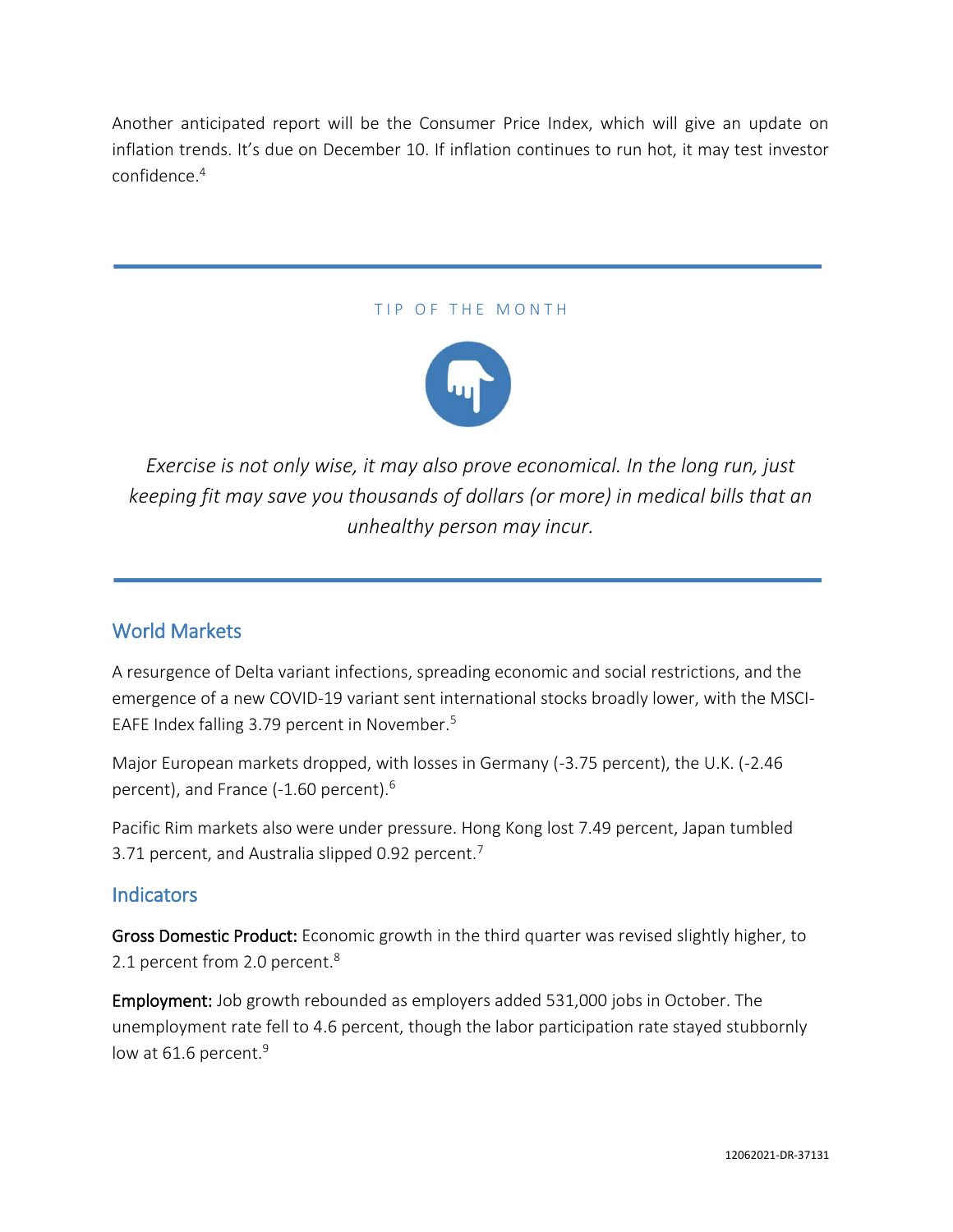Another anticipated report will be the Consumer Price Index, which will give an update on inflation trends. It's due on December 10. If inflation continues to run hot, it may test investor confidence.[4]

---

TIP OF THE MONTH

*Exercise is not only wise, it may also prove economical. In the long run, just keeping fit may save you thousands of dollars (or more) in medical bills that an unhealthy person may incur.*

---

## World Markets

A resurgence of Delta variant infections, spreading economic and social restrictions, and the emergence of a new COVID-19 variant sent international stocks broadly lower, with the MSCI-EAFE Index falling 3.79 percent in November.[5]

Major European markets dropped, with losses in Germany (-3.75 percent), the U.K. (-2.46 percent), and France (-1.60 percent).[6]

Pacific Rim markets also were under pressure. Hong Kong lost 7.49 percent, Japan tumbled 3.71 percent, and Australia slipped 0.92 percent.[7]

## Indicators

**Gross Domestic Product:** Economic growth in the third quarter was revised slightly higher, to 2.1 percent from 2.0 percent.[8]

**Employment:** Job growth rebounded as employers added 531,000 jobs in October. The unemployment rate fell to 4.6 percent, though the labor participation rate stayed stubbornly low at 61.6 percent.[9]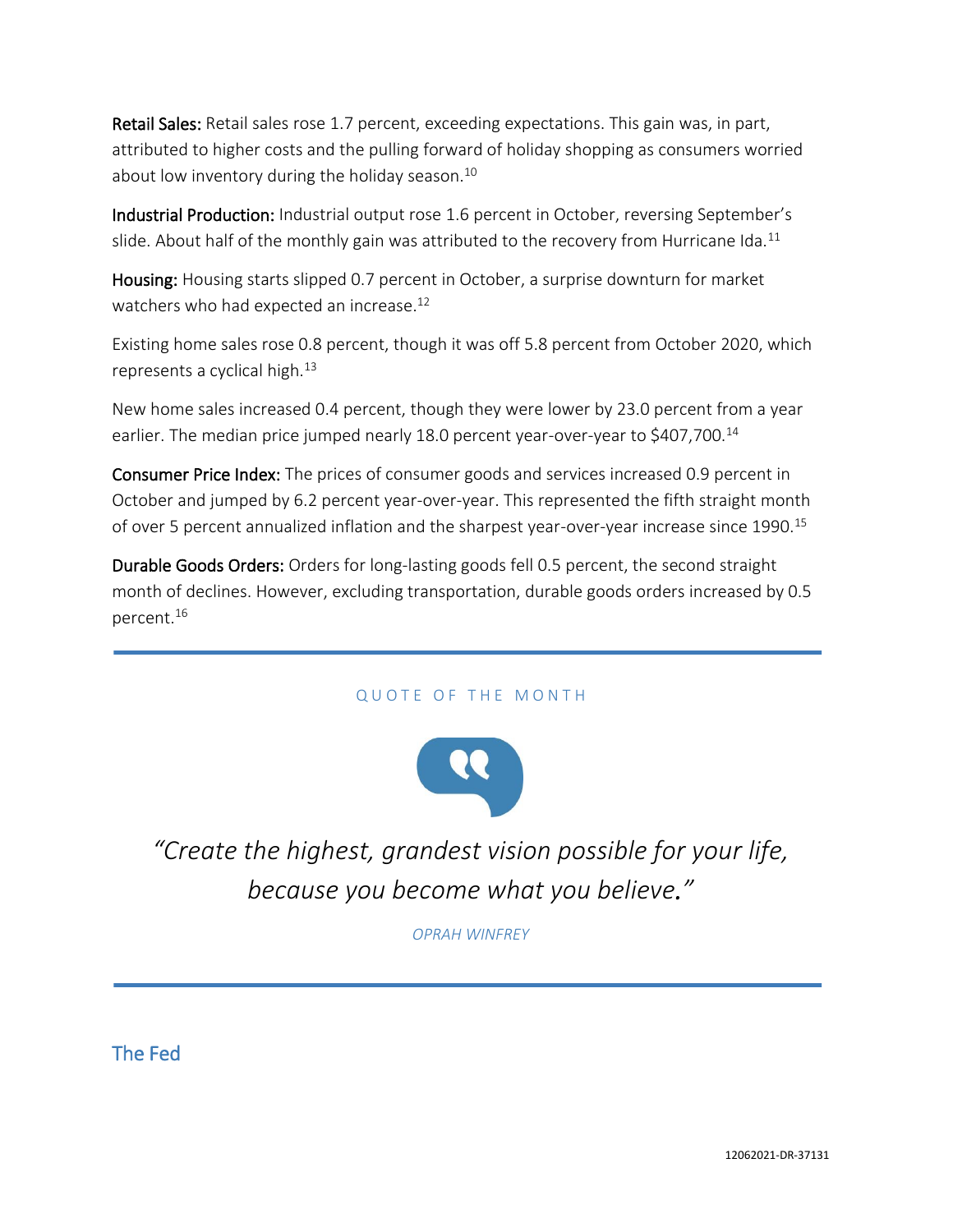**Retail Sales:** Retail sales rose 1.7 percent, exceeding expectations. This gain was, in part, attributed to higher costs and the pulling forward of holiday shopping as consumers worried about low inventory during the holiday season.[10]

**Industrial Production:** Industrial output rose 1.6 percent in October, reversing September's slide. About half of the monthly gain was attributed to the recovery from Hurricane Ida.[11]

**Housing:** Housing starts slipped 0.7 percent in October, a surprise downturn for market watchers who had expected an increase.[12]

Existing home sales rose 0.8 percent, though it was off 5.8 percent from October 2020, which represents a cyclical high.[13]

New home sales increased 0.4 percent, though they were lower by 23.0 percent from a year earlier. The median price jumped nearly 18.0 percent year-over-year to $407,700.[14]

**Consumer Price Index:** The prices of consumer goods and services increased 0.9 percent in October and jumped by 6.2 percent year-over-year. This represented the fifth straight month of over 5 percent annualized inflation and the sharpest year-over-year increase since 1990.[15]

**Durable Goods Orders:** Orders for long-lasting goods fell 0.5 percent, the second straight month of declines. However, excluding transportation, durable goods orders increased by 0.5 percent.[16]

---

QUOTE OF THE MONTH

*"Create the highest, grandest vision possible for your life, because you become what you believe."*

*OPRAH WINFREY*

---

## The Fed

12062021-DR-37131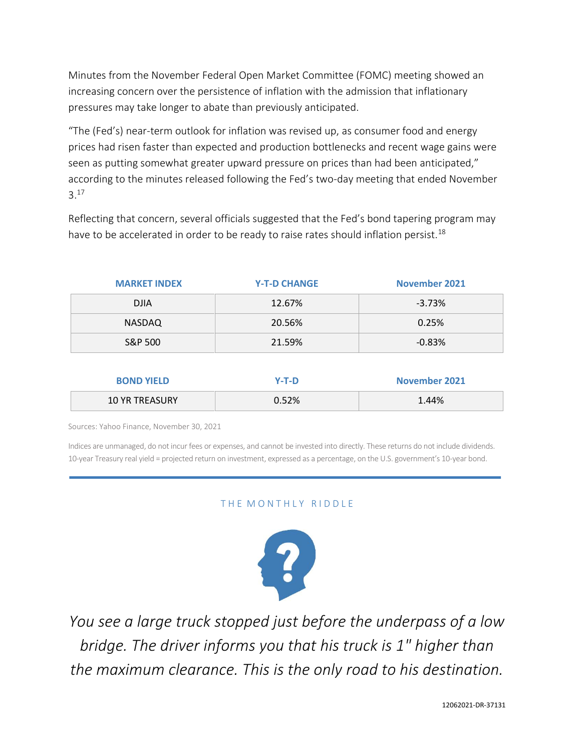Minutes from the November Federal Open Market Committee (FOMC) meeting showed an increasing concern over the persistence of inflation with the admission that inflationary pressures may take longer to abate than previously anticipated.

"The (Fed's) near-term outlook for inflation was revised up, as consumer food and energy prices had risen faster than expected and production bottlenecks and recent wage gains were seen as putting somewhat greater upward pressure on prices than had been anticipated," according to the minutes released following the Fed's two-day meeting that ended November 3.[17]

Reflecting that concern, several officials suggested that the Fed's bond tapering program may have to be accelerated in order to be ready to raise rates should inflation persist.[18]

| MARKET INDEX | Y-T-D CHANGE | November 2021 |
|---|---|---|
| DJIA | 12.67% | -3.73% |
| NASDAQ | 20.56% | 0.25% |
| S&P 500 | 21.59% | -0.83% |

| BOND YIELD | Y-T-D | November 2021 |
|---|---|---|
| 10 YR TREASURY | 0.52% | 1.44% |

Sources: Yahoo Finance, November 30, 2021

Indices are unmanaged, do not incur fees or expenses, and cannot be invested into directly. These returns do not include dividends. 10-year Treasury real yield = projected return on investment, expressed as a percentage, on the U.S. government's 10-year bond.

---

## THE MONTHLY RIDDLE

*You see a large truck stopped just before the underpass of a low bridge. The driver informs you that his truck is 1" higher than the maximum clearance. This is the only road to his destination.*

12062021-DR-37131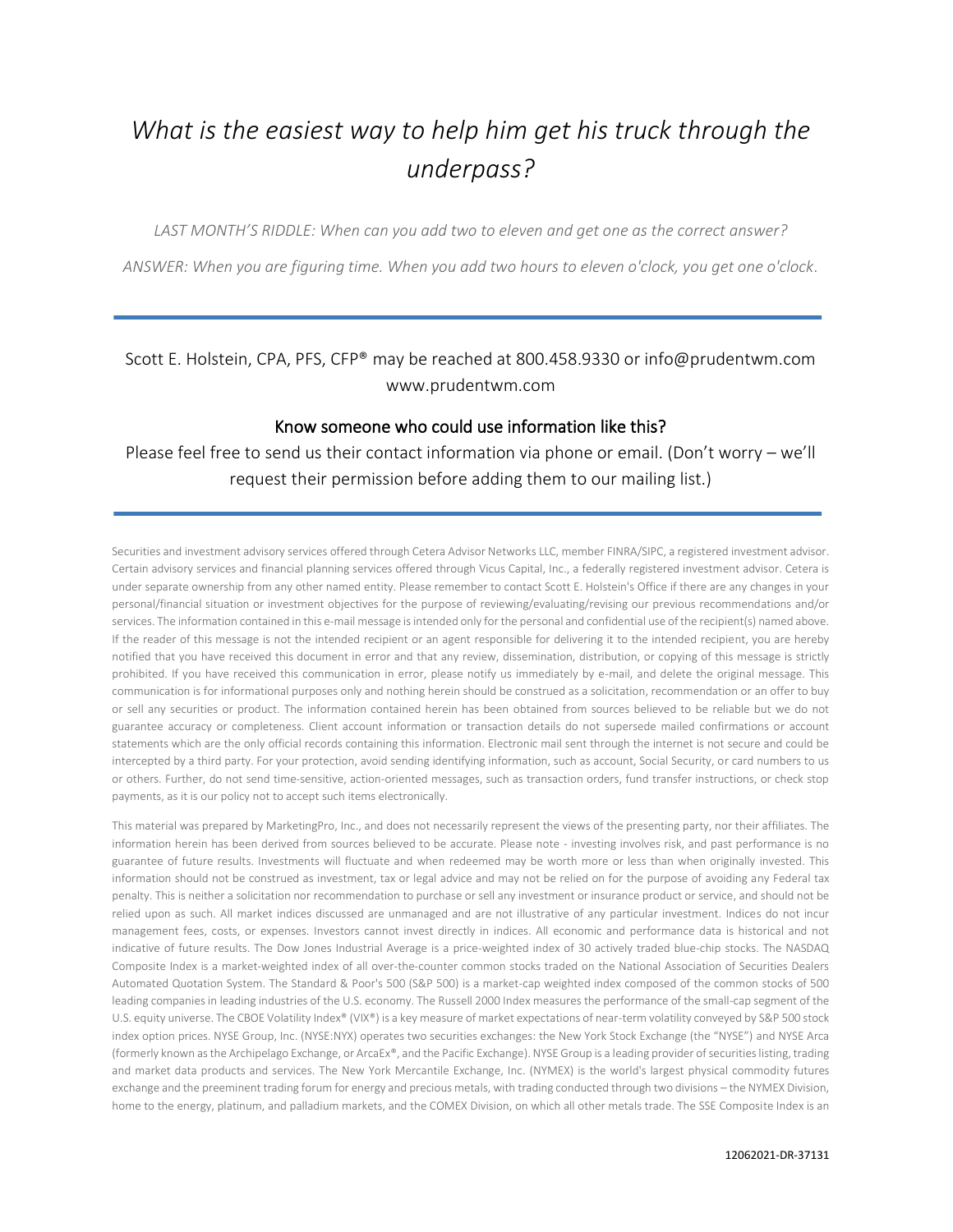*What is the easiest way to help him get his truck through the underpass?*

*LAST MONTH'S RIDDLE: When can you add two to eleven and get one as the correct answer?*

*ANSWER: When you are figuring time. When you add two hours to eleven o'clock, you get one o'clock.*

---

Scott E. Holstein, CPA, PFS, CFP® may be reached at 800.458.9330 or info@prudentwm.com
www.prudentwm.com

Know someone who could use information like this?

Please feel free to send us their contact information via phone or email. (Don't worry – we'll request their permission before adding them to our mailing list.)

---

Securities and investment advisory services offered through Cetera Advisor Networks LLC, member FINRA/SIPC, a registered investment advisor. Certain advisory services and financial planning services offered through Vicus Capital, Inc., a federally registered investment advisor. Cetera is under separate ownership from any other named entity. Please remember to contact Scott E. Holstein's Office if there are any changes in your personal/financial situation or investment objectives for the purpose of reviewing/evaluating/revising our previous recommendations and/or services. The information contained in this e-mail message is intended only for the personal and confidential use of the recipient(s) named above. If the reader of this message is not the intended recipient or an agent responsible for delivering it to the intended recipient, you are hereby notified that you have received this document in error and that any review, dissemination, distribution, or copying of this message is strictly prohibited. If you have received this communication in error, please notify us immediately by e-mail, and delete the original message. This communication is for informational purposes only and nothing herein should be construed as a solicitation, recommendation or an offer to buy or sell any securities or product. The information contained herein has been obtained from sources believed to be reliable but we do not guarantee accuracy or completeness. Client account information or transaction details do not supersede mailed confirmations or account statements which are the only official records containing this information. Electronic mail sent through the internet is not secure and could be intercepted by a third party. For your protection, avoid sending identifying information, such as account, Social Security, or card numbers to us or others. Further, do not send time-sensitive, action-oriented messages, such as transaction orders, fund transfer instructions, or check stop payments, as it is our policy not to accept such items electronically.

This material was prepared by MarketingPro, Inc., and does not necessarily represent the views of the presenting party, nor their affiliates. The information herein has been derived from sources believed to be accurate. Please note - investing involves risk, and past performance is no guarantee of future results. Investments will fluctuate and when redeemed may be worth more or less than when originally invested. This information should not be construed as investment, tax or legal advice and may not be relied on for the purpose of avoiding any Federal tax penalty. This is neither a solicitation nor recommendation to purchase or sell any investment or insurance product or service, and should not be relied upon as such. All market indices discussed are unmanaged and are not illustrative of any particular investment. Indices do not incur management fees, costs, or expenses. Investors cannot invest directly in indices. All economic and performance data is historical and not indicative of future results. The Dow Jones Industrial Average is a price-weighted index of 30 actively traded blue-chip stocks. The NASDAQ Composite Index is a market-weighted index of all over-the-counter common stocks traded on the National Association of Securities Dealers Automated Quotation System. The Standard & Poor's 500 (S&P 500) is a market-cap weighted index composed of the common stocks of 500 leading companies in leading industries of the U.S. economy. The Russell 2000 Index measures the performance of the small-cap segment of the U.S. equity universe. The CBOE Volatility Index® (VIX®) is a key measure of market expectations of near-term volatility conveyed by S&P 500 stock index option prices. NYSE Group, Inc. (NYSE:NYX) operates two securities exchanges: the New York Stock Exchange (the "NYSE") and NYSE Arca (formerly known as the Archipelago Exchange, or ArcaEx®, and the Pacific Exchange). NYSE Group is a leading provider of securities listing, trading and market data products and services. The New York Mercantile Exchange, Inc. (NYMEX) is the world's largest physical commodity futures exchange and the preeminent trading forum for energy and precious metals, with trading conducted through two divisions – the NYMEX Division, home to the energy, platinum, and palladium markets, and the COMEX Division, on which all other metals trade. The SSE Composite Index is an

12062021-DR-37131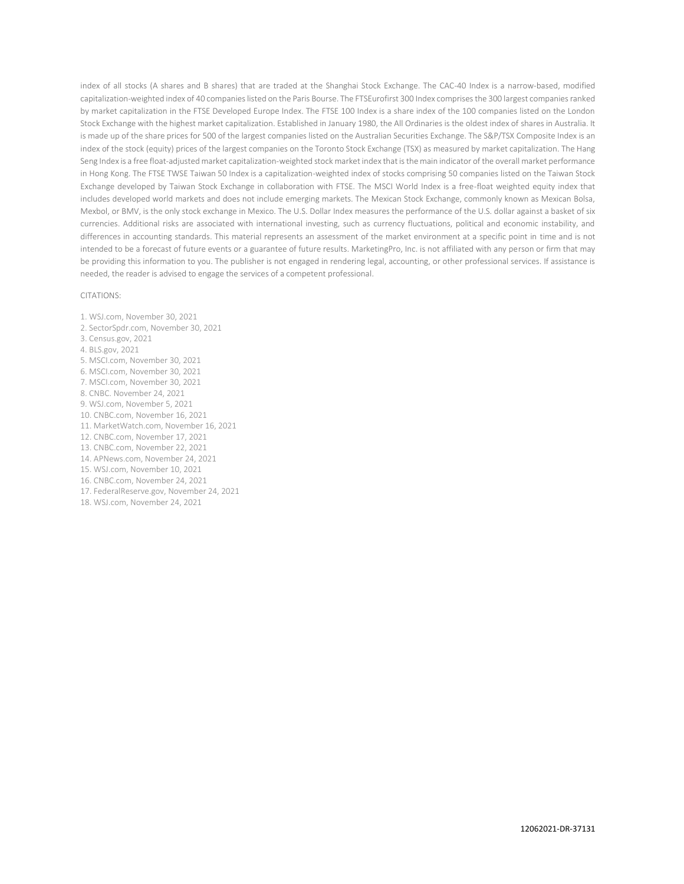index of all stocks (A shares and B shares) that are traded at the Shanghai Stock Exchange. The CAC-40 Index is a narrow-based, modified capitalization-weighted index of 40 companies listed on the Paris Bourse. The FTSEurofirst 300 Index comprises the 300 largest companies ranked by market capitalization in the FTSE Developed Europe Index. The FTSE 100 Index is a share index of the 100 companies listed on the London Stock Exchange with the highest market capitalization. Established in January 1980, the All Ordinaries is the oldest index of shares in Australia. It is made up of the share prices for 500 of the largest companies listed on the Australian Securities Exchange. The S&P/TSX Composite Index is an index of the stock (equity) prices of the largest companies on the Toronto Stock Exchange (TSX) as measured by market capitalization. The Hang Seng Index is a free float-adjusted market capitalization-weighted stock market index that is the main indicator of the overall market performance in Hong Kong. The FTSE TWSE Taiwan 50 Index is a capitalization-weighted index of stocks comprising 50 companies listed on the Taiwan Stock Exchange developed by Taiwan Stock Exchange in collaboration with FTSE. The MSCI World Index is a free-float weighted equity index that includes developed world markets and does not include emerging markets. The Mexican Stock Exchange, commonly known as Mexican Bolsa, Mexbol, or BMV, is the only stock exchange in Mexico. The U.S. Dollar Index measures the performance of the U.S. dollar against a basket of six currencies. Additional risks are associated with international investing, such as currency fluctuations, political and economic instability, and differences in accounting standards. This material represents an assessment of the market environment at a specific point in time and is not intended to be a forecast of future events or a guarantee of future results. MarketingPro, Inc. is not affiliated with any person or firm that may be providing this information to you. The publisher is not engaged in rendering legal, accounting, or other professional services. If assistance is needed, the reader is advised to engage the services of a competent professional.

CITATIONS:

1. WSJ.com, November 30, 2021
2. SectorSpdr.com, November 30, 2021
3. Census.gov, 2021
4. BLS.gov, 2021
5. MSCI.com, November 30, 2021
6. MSCI.com, November 30, 2021
7. MSCI.com, November 30, 2021
8. CNBC. November 24, 2021
9. WSJ.com, November 5, 2021
10. CNBC.com, November 16, 2021
11. MarketWatch.com, November 16, 2021
12. CNBC.com, November 17, 2021
13. CNBC.com, November 22, 2021
14. APNews.com, November 24, 2021
15. WSJ.com, November 10, 2021
16. CNBC.com, November 24, 2021
17. FederalReserve.gov, November 24, 2021
18. WSJ.com, November 24, 2021

12062021-DR-37131